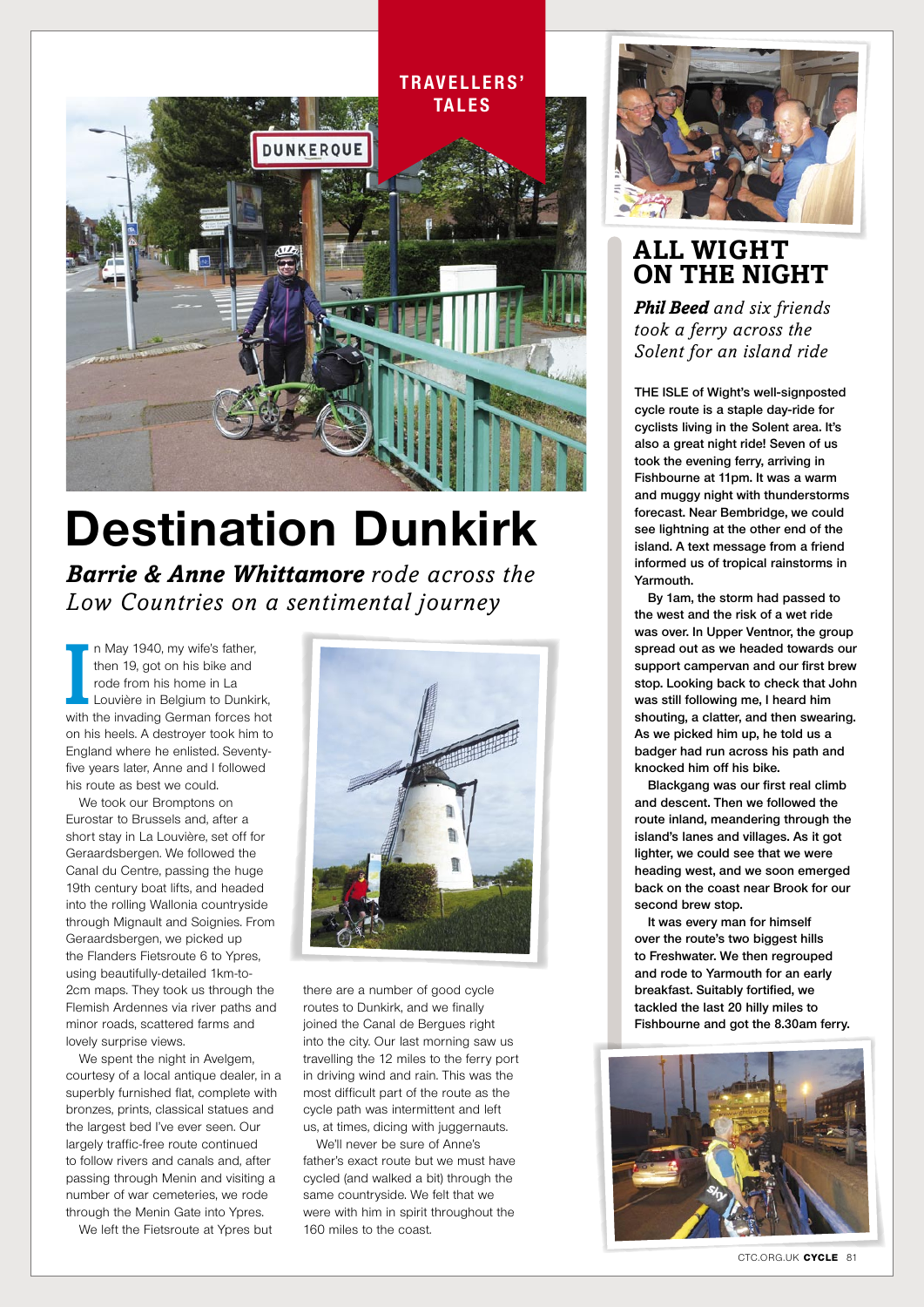TRAVELLERS' TALES

# Destination Dunkirk

***Barrie & Anne Whittamore** rode across the Low Countries on a sentimental journey*

In May 1940, my wife's father, then 19, got on his bike and rode from his home in La Louvière in Belgium to Dunkirk, with the invading German forces hot on his heels. A destroyer took him to England where he enlisted. Seventy-five years later, Anne and I followed his route as best we could.

We took our Bromptons on Eurostar to Brussels and, after a short stay in La Louvière, set off for Geraardsbergen. We followed the Canal du Centre, passing the huge 19th century boat lifts, and headed into the rolling Wallonia countryside through Mignault and Soignies. From Geraardsbergen, we picked up the Flanders Fietsroute 6 to Ypres, using beautifully-detailed 1km-to-2cm maps. They took us through the Flemish Ardennes via river paths and minor roads, scattered farms and lovely surprise views.

We spent the night in Avelgem, courtesy of a local antique dealer, in a superbly furnished flat, complete with bronzes, prints, classical statues and the largest bed I've ever seen. Our largely traffic-free route continued to follow rivers and canals and, after passing through Menin and visiting a number of war cemeteries, we rode through the Menin Gate into Ypres.

We left the Fietsroute at Ypres but there are a number of good cycle routes to Dunkirk, and we finally joined the Canal de Bergues right into the city. Our last morning saw us travelling the 12 miles to the ferry port in driving wind and rain. This was the most difficult part of the route as the cycle path was intermittent and left us, at times, dicing with juggernauts.

We'll never be sure of Anne's father's exact route but we must have cycled (and walked a bit) through the same countryside. We felt that we were with him in spirit throughout the 160 miles to the coast.

# ALL WIGHT ON THE NIGHT

***Phil Beed** and six friends took a ferry across the Solent for an island ride*

THE ISLE of Wight's well-signposted cycle route is a staple day-ride for cyclists living in the Solent area. It's also a great night ride! Seven of us took the evening ferry, arriving in Fishbourne at 11pm. It was a warm and muggy night with thunderstorms forecast. Near Bembridge, we could see lightning at the other end of the island. A text message from a friend informed us of tropical rainstorms in Yarmouth.

By 1am, the storm had passed to the west and the risk of a wet ride was over. In Upper Ventnor, the group spread out as we headed towards our support campervan and our first brew stop. Looking back to check that John was still following me, I heard him shouting, a clatter, and then swearing. As we picked him up, he told us a badger had run across his path and knocked him off his bike.

Blackgang was our first real climb and descent. Then we followed the route inland, meandering through the island's lanes and villages. As it got lighter, we could see that we were heading west, and we soon emerged back on the coast near Brook for our second brew stop.

It was every man for himself over the route's two biggest hills to Freshwater. We then regrouped and rode to Yarmouth for an early breakfast. Suitably fortified, we tackled the last 20 hilly miles to Fishbourne and got the 8.30am ferry.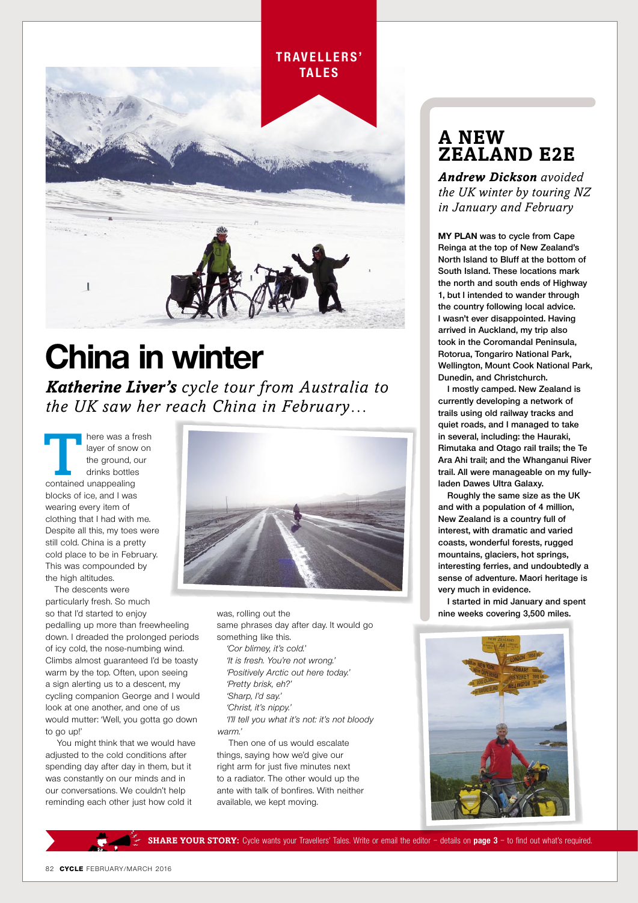TRAVELLERS' TALES

# China in winter

***Katherine Liver's*** *cycle tour from Australia to the UK saw her reach China in February…*

There was a fresh layer of snow on the ground, our drinks bottles contained unappealing blocks of ice, and I was wearing every item of clothing that I had with me. Despite all this, my toes were still cold. China is a pretty cold place to be in February. This was compounded by the high altitudes.

The descents were particularly fresh. So much so that I'd started to enjoy pedalling up more than freewheeling down. I dreaded the prolonged periods of icy cold, the nose-numbing wind. Climbs almost guaranteed I'd be toasty warm by the top. Often, upon seeing a sign alerting us to a descent, my cycling companion George and I would look at one another, and one of us would mutter: 'Well, you gotta go down to go up!'

You might think that we would have adjusted to the cold conditions after spending day after day in them, but it was constantly on our minds and in our conversations. We couldn't help reminding each other just how cold it was, rolling out the same phrases day after day. It would go something like this.

*'Cor blimey, it's cold.'*
*'It is fresh. You're not wrong.'*
*'Positively Arctic out here today.'*
*'Pretty brisk, eh?'*
*'Sharp, I'd say.'*
*'Christ, it's nippy.'*
*'I'll tell you what it's not: it's not bloody warm.'*

Then one of us would escalate things, saying how we'd give our right arm for just five minutes next to a radiator. The other would up the ante with talk of bonfires. With neither available, we kept moving.

## A NEW ZEALAND E2E

***Andrew Dickson*** *avoided the UK winter by touring NZ in January and February*

**MY PLAN** was to cycle from Cape Reinga at the top of New Zealand's North Island to Bluff at the bottom of South Island. These locations mark the north and south ends of Highway 1, but I intended to wander through the country following local advice. I wasn't ever disappointed. Having arrived in Auckland, my trip also took in the Coromandal Peninsula, Rotorua, Tongariro National Park, Wellington, Mount Cook National Park, Dunedin, and Christchurch.

I mostly camped. New Zealand is currently developing a network of trails using old railway tracks and quiet roads, and I managed to take in several, including: the Hauraki, Rimutaka and Otago rail trails; the Te Ara Ahi trail; and the Whanganui River trail. All were manageable on my fully-laden Dawes Ultra Galaxy.

Roughly the same size as the UK and with a population of 4 million, New Zealand is a country full of interest, with dramatic and varied coasts, wonderful forests, rugged mountains, glaciers, hot springs, interesting ferries, and undoubtedly a sense of adventure. Maori heritage is very much in evidence.

I started in mid January and spent nine weeks covering 3,500 miles.

**SHARE YOUR STORY:** Cycle wants your Travellers' Tales. Write or email the editor – details on **page 3** – to find out what's required.